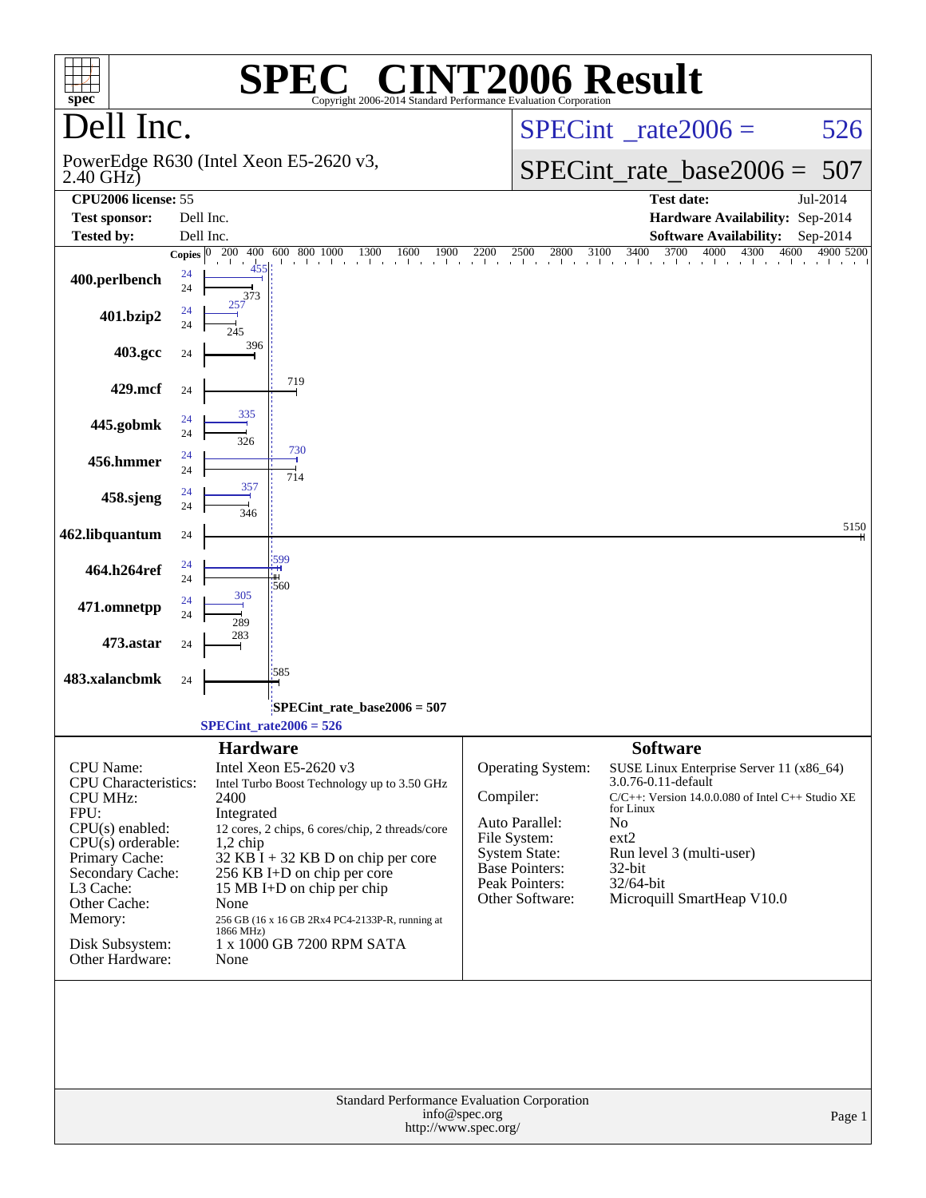# SPEC CINT2006 Result

Copyright 2006-2014 Standard Performance Evaluation Corporation

## Dell Inc.

PowerEdge R630 (Intel Xeon E5-2620 v3, 2.40 GHz)

SPECint_rate2006 = 526

SPECint_rate_base2006 = 507

| | | | |
|---|---|---|---|
| **CPU2006 license:** | 55 | **Test date:** | Jul-2014 |
| **Test sponsor:** | Dell Inc. | **Hardware Availability:** | Sep-2014 |
| **Tested by:** | Dell Inc. | **Software Availability:** | Sep-2014 |

| Benchmark | Copies (peak) | Copies (base) | Peak | Base |
|---|---|---|---|---|
| 400.perlbench | 24 | 24 | 455 | 373 |
| 401.bzip2 | 24 | 24 | 257 | 245 |
| 403.gcc | | 24 | | 396 |
| 429.mcf | | 24 | | 719 |
| 445.gobmk | 24 | 24 | 335 | 326 |
| 456.hmmer | 24 | 24 | 730 | 714 |
| 458.sjeng | 24 | 24 | 357 | 346 |
| 462.libquantum | | 24 | | 5150 |
| 464.h264ref | 24 | 24 | 599 | 560 |
| 471.omnetpp | 24 | 24 | 305 | 289 |
| 473.astar | | 24 | | 283 |
| 483.xalancbmk | | 24 | | 585 |

SPECint_rate_base2006 = 507

SPECint_rate2006 = 526

### Hardware

| | |
|---|---|
| CPU Name: | Intel Xeon E5-2620 v3 |
| CPU Characteristics: | Intel Turbo Boost Technology up to 3.50 GHz |
| CPU MHz: | 2400 |
| FPU: | Integrated |
| CPU(s) enabled: | 12 cores, 2 chips, 6 cores/chip, 2 threads/core |
| CPU(s) orderable: | 1,2 chip |
| Primary Cache: | 32 KB I + 32 KB D on chip per core |
| Secondary Cache: | 256 KB I+D on chip per core |
| L3 Cache: | 15 MB I+D on chip per chip |
| Other Cache: | None |
| Memory: | 256 GB (16 x 16 GB 2Rx4 PC4-2133P-R, running at 1866 MHz) |
| Disk Subsystem: | 1 x 1000 GB 7200 RPM SATA |
| Other Hardware: | None |

### Software

| | |
|---|---|
| Operating System: | SUSE Linux Enterprise Server 11 (x86_64) 3.0.76-0.11-default |
| Compiler: | C/C++: Version 14.0.0.080 of Intel C++ Studio XE for Linux |
| Auto Parallel: | No |
| File System: | ext2 |
| System State: | Run level 3 (multi-user) |
| Base Pointers: | 32-bit |
| Peak Pointers: | 32/64-bit |
| Other Software: | Microquill SmartHeap V10.0 |

Standard Performance Evaluation Corporation
info@spec.org
http://www.spec.org/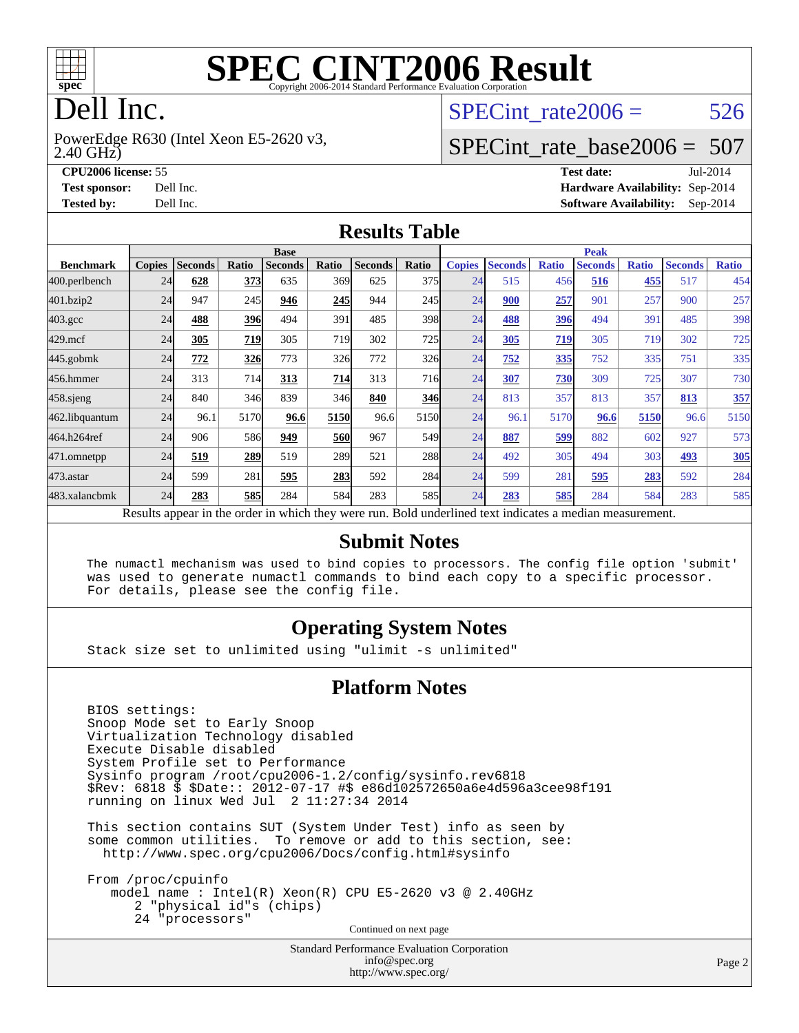# SPEC CINT2006 Result

Copyright 2006-2014 Standard Performance Evaluation Corporation

# Dell Inc.

PowerEdge R630 (Intel Xeon E5-2620 v3, 2.40 GHz)

SPECint_rate2006 = 526

SPECint_rate_base2006 = 507

**CPU2006 license:** 55
**Test sponsor:** Dell Inc.
**Tested by:** Dell Inc.

**Test date:** Jul-2014
**Hardware Availability:** Sep-2014
**Software Availability:** Sep-2014

## Results Table

| Benchmark | Base | | | | | | | Peak | | | | | | |
|---|---|---|---|---|---|---|---|---|---|---|---|---|---|---|
| | Copies | Seconds | Ratio | Seconds | Ratio | Seconds | Ratio | Copies | Seconds | Ratio | Seconds | Ratio | Seconds | Ratio |
| 400.perlbench | 24 | **628** | **373** | 635 | 369 | 625 | 375 | 24 | 515 | 456 | **516** | **455** | 517 | 454 |
| 401.bzip2 | 24 | 947 | 245 | **946** | **245** | 944 | 245 | 24 | **900** | **257** | 901 | 257 | 900 | 257 |
| 403.gcc | 24 | **488** | **396** | 494 | 391 | 485 | 398 | 24 | **488** | **396** | 494 | 391 | 485 | 398 |
| 429.mcf | 24 | **305** | **719** | 305 | 719 | 302 | 725 | 24 | **305** | **719** | 305 | 719 | 302 | 725 |
| 445.gobmk | 24 | **772** | **326** | 773 | 326 | 772 | 326 | 24 | **752** | **335** | 752 | 335 | 751 | 335 |
| 456.hmmer | 24 | 313 | 714 | **313** | **714** | 313 | 716 | 24 | **307** | **730** | 309 | 725 | 307 | 730 |
| 458.sjeng | 24 | 840 | 346 | 839 | 346 | **840** | **346** | 24 | 813 | 357 | 813 | 357 | **813** | **357** |
| 462.libquantum | 24 | 96.1 | 5170 | **96.6** | **5150** | 96.6 | 5150 | 24 | 96.1 | 5170 | **96.6** | **5150** | 96.6 | 5150 |
| 464.h264ref | 24 | 906 | 586 | **949** | **560** | 967 | 549 | 24 | **887** | **599** | 882 | 602 | 927 | 573 |
| 471.omnetpp | 24 | **519** | **289** | 519 | 289 | 521 | 288 | 24 | 492 | 305 | 494 | 303 | **493** | **305** |
| 473.astar | 24 | 599 | 281 | **595** | **283** | 592 | 284 | 24 | 599 | 281 | **595** | **283** | 592 | 284 |
| 483.xalancbmk | 24 | **283** | **585** | 284 | 584 | 283 | 585 | 24 | **283** | **585** | 284 | 584 | 283 | 585 |

Results appear in the order in which they were run. Bold underlined text indicates a median measurement.

## Submit Notes

```
The numactl mechanism was used to bind copies to processors. The config file option 'submit'
was used to generate numactl commands to bind each copy to a specific processor.
For details, please see the config file.
```

## Operating System Notes

```
Stack size set to unlimited using "ulimit -s unlimited"
```

## Platform Notes

```
BIOS settings:
Snoop Mode set to Early Snoop
Virtualization Technology disabled
Execute Disable disabled
System Profile set to Performance
Sysinfo program /root/cpu2006-1.2/config/sysinfo.rev6818
$Rev: 6818 $ $Date:: 2012-07-17 #$ e86d102572650a6e4d596a3cee98f191
running on linux Wed Jul  2 11:27:34 2014

This section contains SUT (System Under Test) info as seen by
some common utilities.  To remove or add to this section, see:
  http://www.spec.org/cpu2006/Docs/config.html#sysinfo

From /proc/cpuinfo
   model name : Intel(R) Xeon(R) CPU E5-2620 v3 @ 2.40GHz
      2 "physical id"s (chips)
      24 "processors"
```

Continued on next page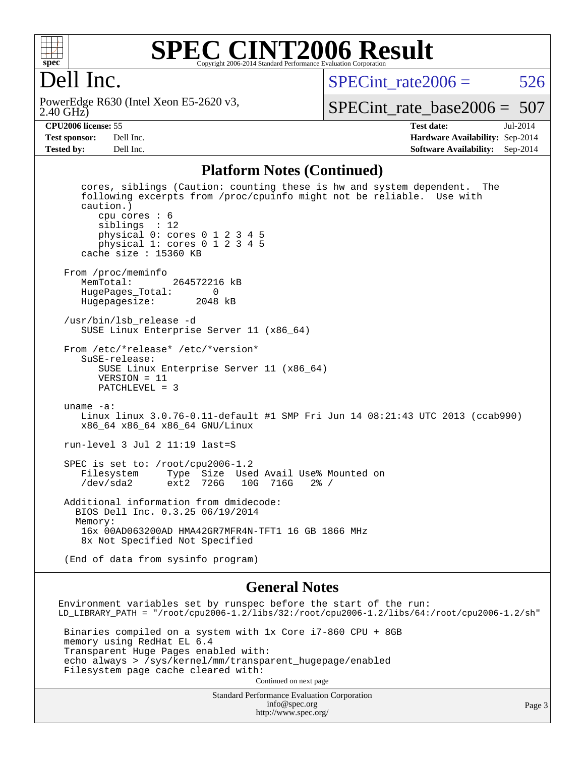# SPEC CINT2006 Result

Copyright 2006-2014 Standard Performance Evaluation Corporation

## Dell Inc.

PowerEdge R630 (Intel Xeon E5-2620 v3, 2.40 GHz)

SPECint_rate2006 = 526

SPECint_rate_base2006 = 507

| | | | |
|---|---|---|---|
| **CPU2006 license:** 55 | | **Test date:** | Jul-2014 |
| **Test sponsor:** | Dell Inc. | **Hardware Availability:** | Sep-2014 |
| **Tested by:** | Dell Inc. | **Software Availability:** | Sep-2014 |

## Platform Notes (Continued)

```
      cores, siblings (Caution: counting these is hw and system dependent.  The
      following excerpts from /proc/cpuinfo might not be reliable.  Use with
      caution.)
         cpu cores : 6
         siblings  : 12
         physical 0: cores 0 1 2 3 4 5
         physical 1: cores 0 1 2 3 4 5
      cache size : 15360 KB

   From /proc/meminfo
      MemTotal:       264572216 kB
      HugePages_Total:       0
      Hugepagesize:       2048 kB

   /usr/bin/lsb_release -d
      SUSE Linux Enterprise Server 11 (x86_64)

   From /etc/*release* /etc/*version*
      SuSE-release:
         SUSE Linux Enterprise Server 11 (x86_64)
         VERSION = 11
         PATCHLEVEL = 3

   uname -a:
      Linux linux 3.0.76-0.11-default #1 SMP Fri Jun 14 08:21:43 UTC 2013 (ccab990)
      x86_64 x86_64 x86_64 GNU/Linux

   run-level 3 Jul 2 11:19 last=S

   SPEC is set to: /root/cpu2006-1.2
      Filesystem     Type  Size  Used Avail Use% Mounted on
      /dev/sda2      ext2  726G   10G  716G   2% /

   Additional information from dmidecode:
     BIOS Dell Inc. 0.3.25 06/19/2014
     Memory:
      16x 00AD063200AD HMA42GR7MFR4N-TFT1 16 GB 1866 MHz
      8x Not Specified Not Specified

   (End of data from sysinfo program)
```

## General Notes

```
 Environment variables set by runspec before the start of the run:
 LD_LIBRARY_PATH = "/root/cpu2006-1.2/libs/32:/root/cpu2006-1.2/libs/64:/root/cpu2006-1.2/sh"

  Binaries compiled on a system with 1x Core i7-860 CPU + 8GB
  memory using RedHat EL 6.4
  Transparent Huge Pages enabled with:
  echo always > /sys/kernel/mm/transparent_hugepage/enabled
  Filesystem page cache cleared with:
```

Continued on next page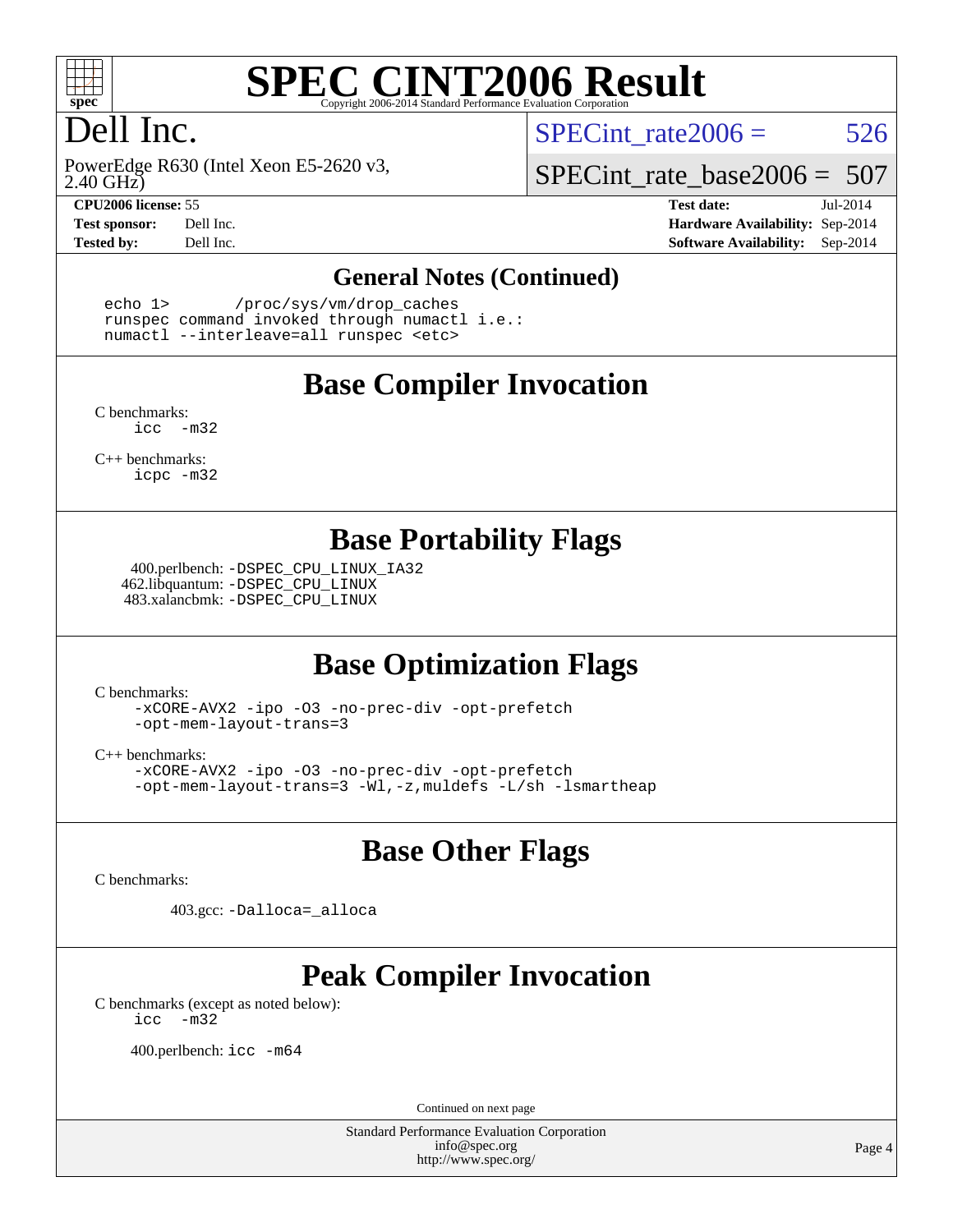# SPEC CINT2006 Result

Copyright 2006-2014 Standard Performance Evaluation Corporation

## Dell Inc.

PowerEdge R630 (Intel Xeon E5-2620 v3, 2.40 GHz)

SPECint_rate2006 = 526

SPECint_rate_base2006 = 507

**CPU2006 license:** 55
**Test sponsor:** Dell Inc.
**Tested by:** Dell Inc.

**Test date:** Jul-2014
**Hardware Availability:** Sep-2014
**Software Availability:** Sep-2014

### General Notes (Continued)

```
echo 1>       /proc/sys/vm/drop_caches
runspec command invoked through numactl i.e.:
numactl --interleave=all runspec <etc>
```

## Base Compiler Invocation

C benchmarks:
```
icc   -m32
```

C++ benchmarks:
```
icpc -m32
```

## Base Portability Flags

400.perlbench: `-DSPEC_CPU_LINUX_IA32`
462.libquantum: `-DSPEC_CPU_LINUX`
483.xalancbmk: `-DSPEC_CPU_LINUX`

## Base Optimization Flags

C benchmarks:
```
-xCORE-AVX2 -ipo -O3 -no-prec-div -opt-prefetch
-opt-mem-layout-trans=3
```

C++ benchmarks:
```
-xCORE-AVX2 -ipo -O3 -no-prec-div -opt-prefetch
-opt-mem-layout-trans=3 -Wl,-z,muldefs -L/sh -lsmartheap
```

## Base Other Flags

C benchmarks:

403.gcc: `-Dalloca=_alloca`

## Peak Compiler Invocation

C benchmarks (except as noted below):
```
icc   -m32
```

400.perlbench: `icc -m64`

Continued on next page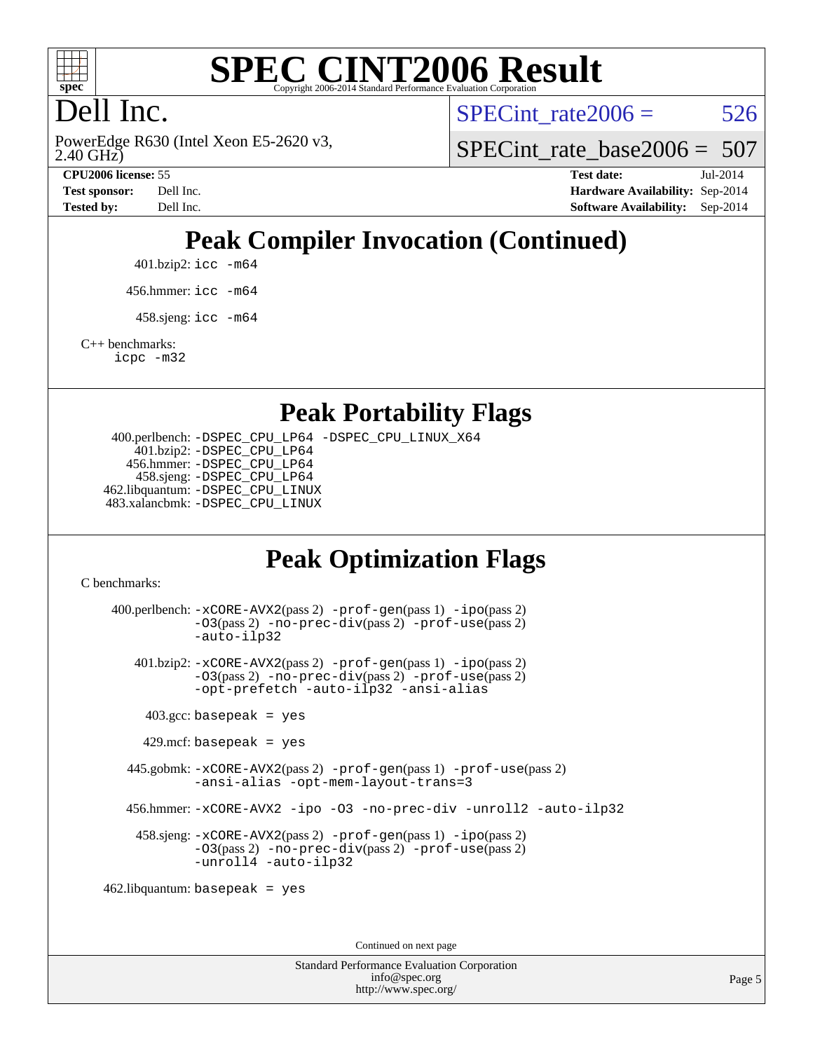# SPEC CINT2006 Result

Copyright 2006-2014 Standard Performance Evaluation Corporation

Dell Inc.

PowerEdge R630 (Intel Xeon E5-2620 v3, 2.40 GHz)

SPECint_rate2006 = 526

SPECint_rate_base2006 = 507

**CPU2006 license:** 55
**Test sponsor:** Dell Inc.
**Tested by:** Dell Inc.

**Test date:** Jul-2014
**Hardware Availability:** Sep-2014
**Software Availability:** Sep-2014

## Peak Compiler Invocation (Continued)

401.bzip2: icc -m64

456.hmmer: icc -m64

458.sjeng: icc -m64

C++ benchmarks:
icpc -m32

## Peak Portability Flags

400.perlbench: -DSPEC_CPU_LP64 -DSPEC_CPU_LINUX_X64
401.bzip2: -DSPEC_CPU_LP64
456.hmmer: -DSPEC_CPU_LP64
458.sjeng: -DSPEC_CPU_LP64
462.libquantum: -DSPEC_CPU_LINUX
483.xalancbmk: -DSPEC_CPU_LINUX

## Peak Optimization Flags

C benchmarks:

400.perlbench: -xCORE-AVX2(pass 2) -prof-gen(pass 1) -ipo(pass 2) -O3(pass 2) -no-prec-div(pass 2) -prof-use(pass 2) -auto-ilp32

401.bzip2: -xCORE-AVX2(pass 2) -prof-gen(pass 1) -ipo(pass 2) -O3(pass 2) -no-prec-div(pass 2) -prof-use(pass 2) -opt-prefetch -auto-ilp32 -ansi-alias

403.gcc: basepeak = yes

429.mcf: basepeak = yes

445.gobmk: -xCORE-AVX2(pass 2) -prof-gen(pass 1) -prof-use(pass 2) -ansi-alias -opt-mem-layout-trans=3

456.hmmer: -xCORE-AVX2 -ipo -O3 -no-prec-div -unroll2 -auto-ilp32

458.sjeng: -xCORE-AVX2(pass 2) -prof-gen(pass 1) -ipo(pass 2) -O3(pass 2) -no-prec-div(pass 2) -prof-use(pass 2) -unroll4 -auto-ilp32

462.libquantum: basepeak = yes

Continued on next page

Standard Performance Evaluation Corporation
info@spec.org
http://www.spec.org/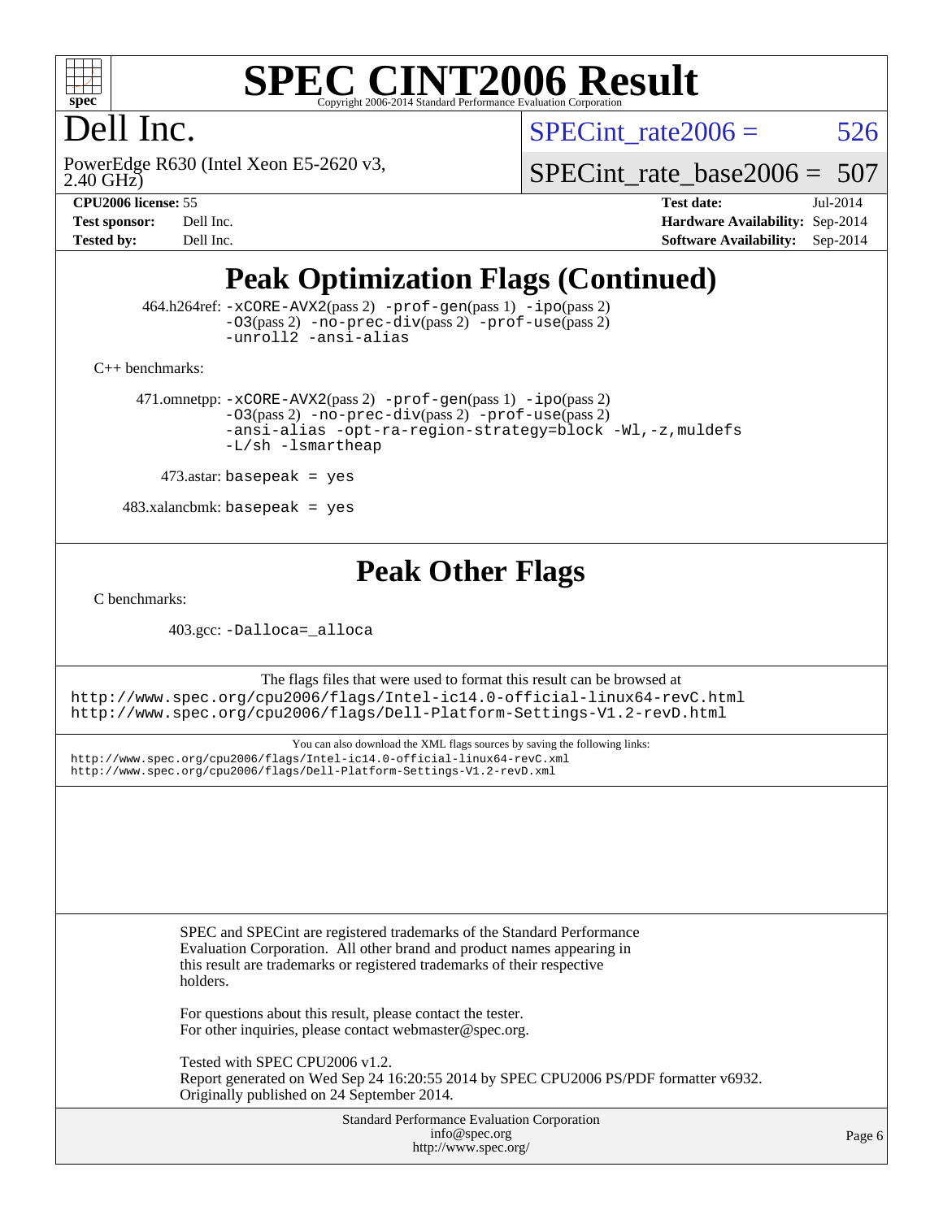# SPEC CINT2006 Result

Copyright 2006-2014 Standard Performance Evaluation Corporation

## Dell Inc.

PowerEdge R630 (Intel Xeon E5-2620 v3, 2.40 GHz)

SPECint_rate2006 = 526

SPECint_rate_base2006 = 507

| | | | |
|---|---|---|---|
| **CPU2006 license:** | 55 | **Test date:** | Jul-2014 |
| **Test sponsor:** | Dell Inc. | **Hardware Availability:** | Sep-2014 |
| **Tested by:** | Dell Inc. | **Software Availability:** | Sep-2014 |

## Peak Optimization Flags (Continued)

464.h264ref: -xCORE-AVX2(pass 2) -prof-gen(pass 1) -ipo(pass 2) -O3(pass 2) -no-prec-div(pass 2) -prof-use(pass 2) -unroll2 -ansi-alias

C++ benchmarks:

471.omnetpp: -xCORE-AVX2(pass 2) -prof-gen(pass 1) -ipo(pass 2) -O3(pass 2) -no-prec-div(pass 2) -prof-use(pass 2) -ansi-alias -opt-ra-region-strategy=block -Wl,-z,muldefs -L/sh -lsmartheap

473.astar: basepeak = yes

483.xalancbmk: basepeak = yes

## Peak Other Flags

C benchmarks:

403.gcc: -Dalloca=_alloca

The flags files that were used to format this result can be browsed at
http://www.spec.org/cpu2006/flags/Intel-ic14.0-official-linux64-revC.html
http://www.spec.org/cpu2006/flags/Dell-Platform-Settings-V1.2-revD.html

You can also download the XML flags sources by saving the following links:
http://www.spec.org/cpu2006/flags/Intel-ic14.0-official-linux64-revC.xml
http://www.spec.org/cpu2006/flags/Dell-Platform-Settings-V1.2-revD.xml

SPEC and SPECint are registered trademarks of the Standard Performance Evaluation Corporation. All other brand and product names appearing in this result are trademarks or registered trademarks of their respective holders.

For questions about this result, please contact the tester.
For other inquiries, please contact webmaster@spec.org.

Tested with SPEC CPU2006 v1.2.
Report generated on Wed Sep 24 16:20:55 2014 by SPEC CPU2006 PS/PDF formatter v6932.
Originally published on 24 September 2014.

Standard Performance Evaluation Corporation
info@spec.org
http://www.spec.org/